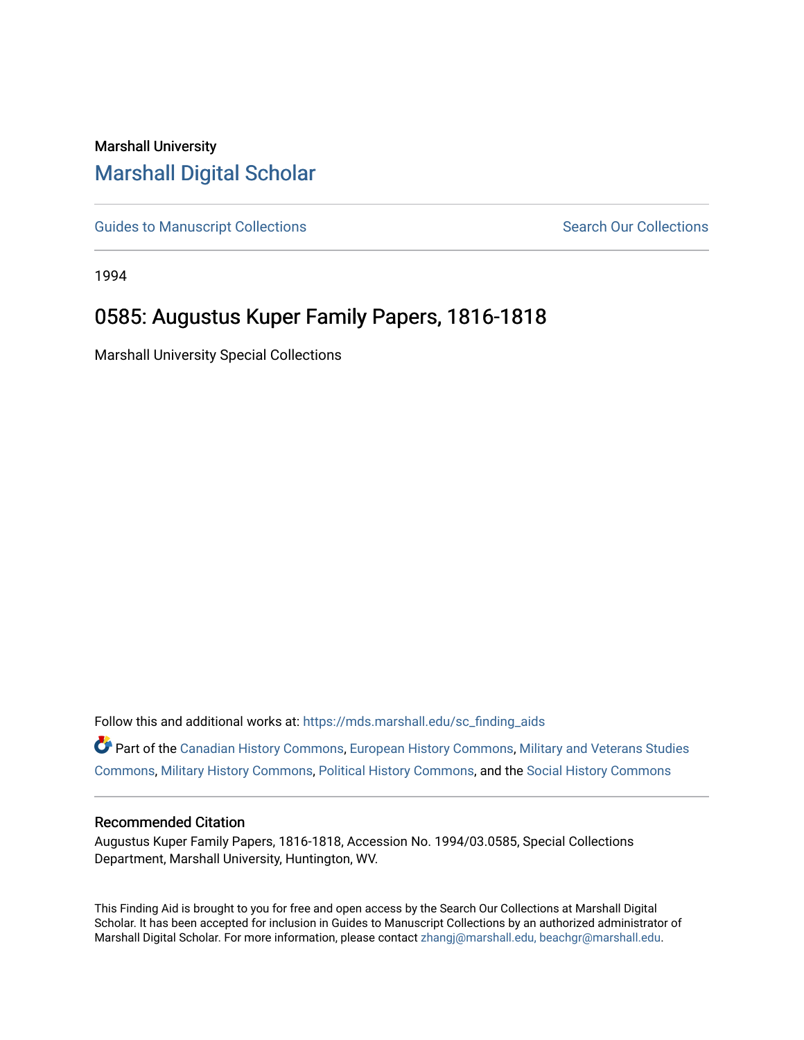Marshall University

# Marshall Digital Scholar

Guides to Manuscript Collections | Search Our Collections

1994

## 0585: Augustus Kuper Family Papers, 1816-1818

Marshall University Special Collections

Follow this and additional works at: https://mds.marshall.edu/sc_finding_aids

Part of the Canadian History Commons, European History Commons, Military and Veterans Studies Commons, Military History Commons, Political History Commons, and the Social History Commons

### Recommended Citation

Augustus Kuper Family Papers, 1816-1818, Accession No. 1994/03.0585, Special Collections Department, Marshall University, Huntington, WV.

This Finding Aid is brought to you for free and open access by the Search Our Collections at Marshall Digital Scholar. It has been accepted for inclusion in Guides to Manuscript Collections by an authorized administrator of Marshall Digital Scholar. For more information, please contact zhangj@marshall.edu, beachgr@marshall.edu.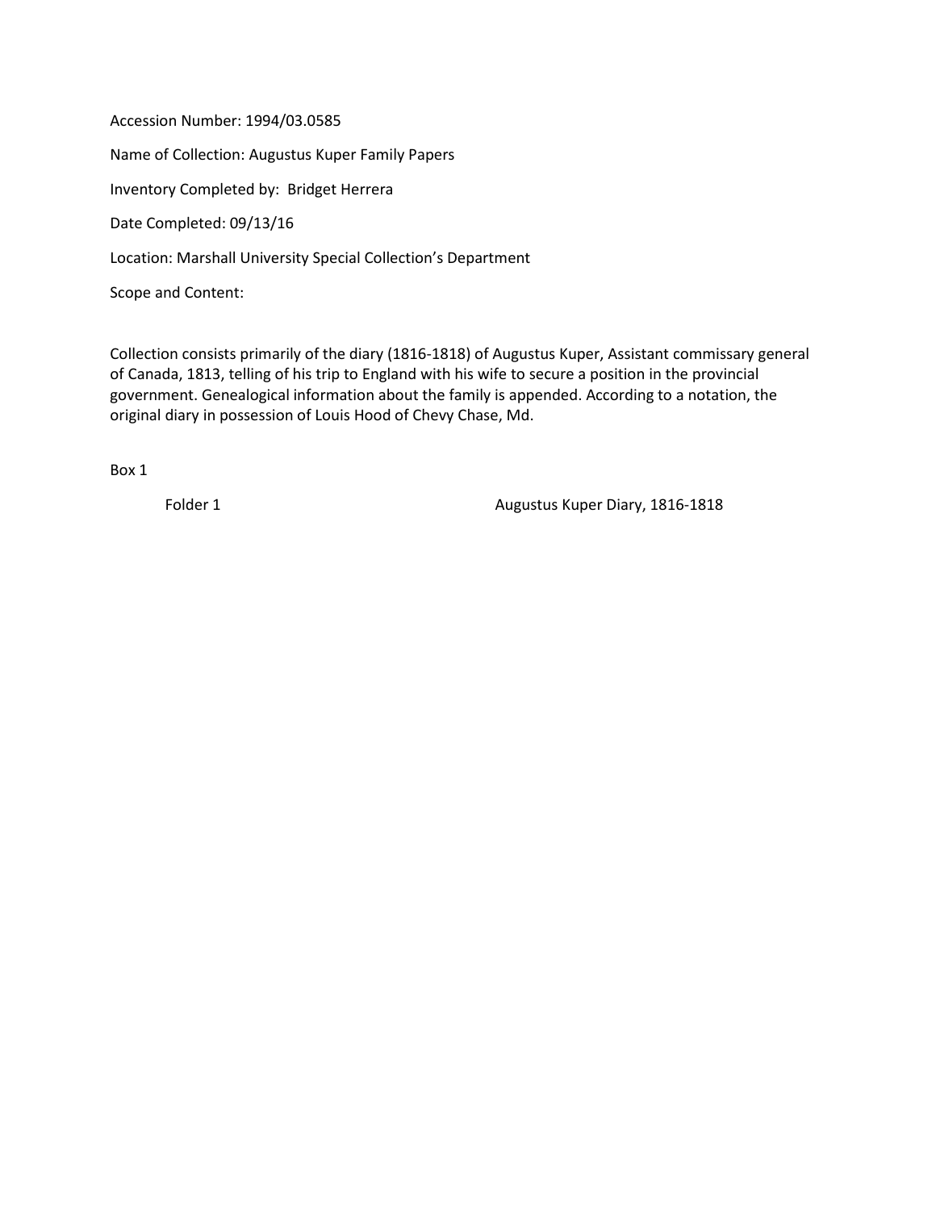Accession Number: 1994/03.0585

Name of Collection: Augustus Kuper Family Papers

Inventory Completed by: Bridget Herrera

Date Completed: 09/13/16

Location: Marshall University Special Collection's Department

Scope and Content:

Collection consists primarily of the diary (1816-1818) of Augustus Kuper, Assistant commissary general of Canada, 1813, telling of his trip to England with his wife to secure a position in the provincial government. Genealogical information about the family is appended. According to a notation, the original diary in possession of Louis Hood of Chevy Chase, Md.

Box 1

| | |
|---|---|
| Folder 1 | Augustus Kuper Diary, 1816-1818 |